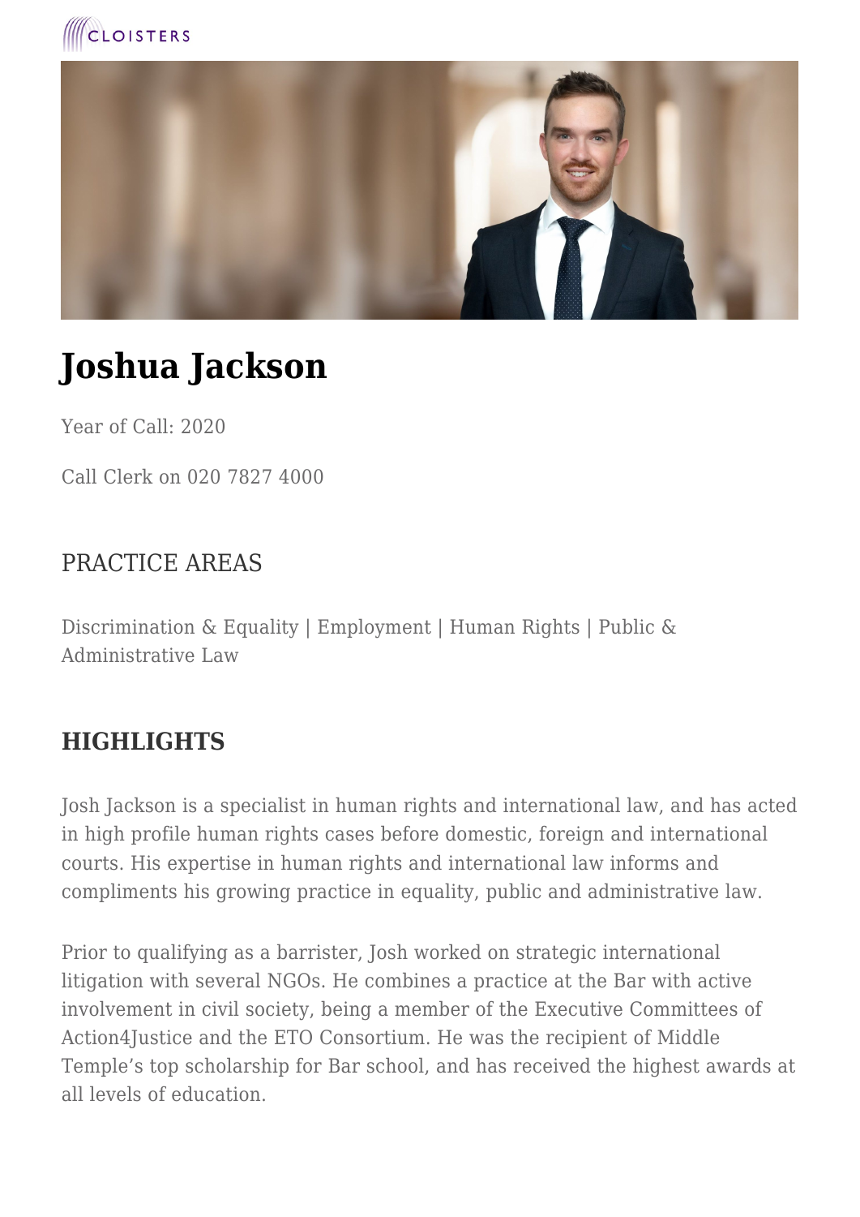CLOISTERS

# Joshua Jackson

Year of Call: 2020

Call Clerk on 020 7827 4000

## PRACTICE AREAS

Discrimination & Equality | Employment | Human Rights | Public & Administrative Law

## HIGHLIGHTS

Josh Jackson is a specialist in human rights and international law, and has acted in high profile human rights cases before domestic, foreign and international courts. His expertise in human rights and international law informs and compliments his growing practice in equality, public and administrative law.

Prior to qualifying as a barrister, Josh worked on strategic international litigation with several NGOs. He combines a practice at the Bar with active involvement in civil society, being a member of the Executive Committees of Action4Justice and the ETO Consortium. He was the recipient of Middle Temple's top scholarship for Bar school, and has received the highest awards at all levels of education.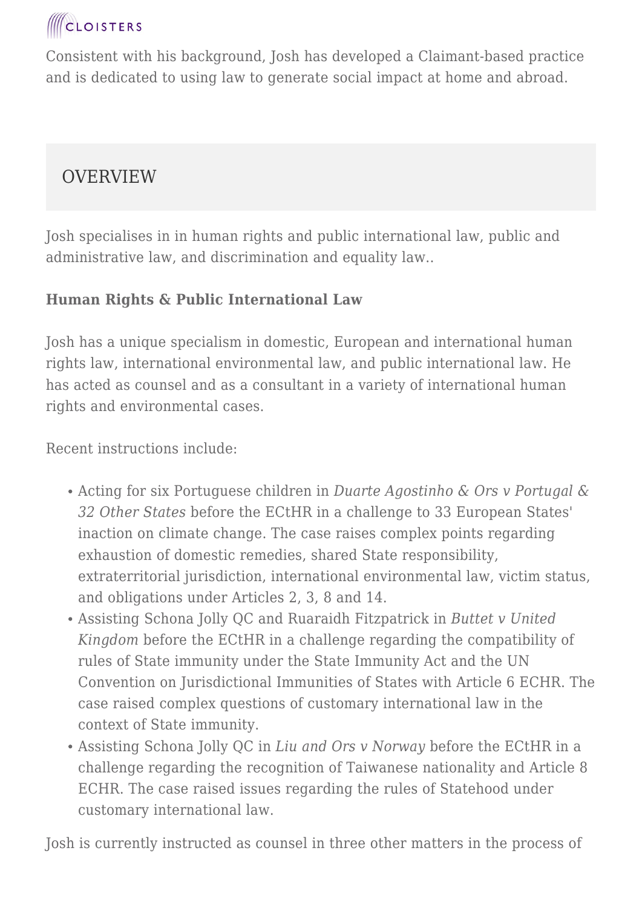Consistent with his background, Josh has developed a Claimant-based practice and is dedicated to using law to generate social impact at home and abroad.

## OVERVIEW

Josh specialises in in human rights and public international law, public and administrative law, and discrimination and equality law..

**Human Rights & Public International Law**

Josh has a unique specialism in domestic, European and international human rights law, international environmental law, and public international law. He has acted as counsel and as a consultant in a variety of international human rights and environmental cases.

Recent instructions include:

- Acting for six Portuguese children in *Duarte Agostinho & Ors v Portugal & 32 Other States* before the ECtHR in a challenge to 33 European States' inaction on climate change. The case raises complex points regarding exhaustion of domestic remedies, shared State responsibility, extraterritorial jurisdiction, international environmental law, victim status, and obligations under Articles 2, 3, 8 and 14.
- Assisting Schona Jolly QC and Ruaraidh Fitzpatrick in *Buttet v United Kingdom* before the ECtHR in a challenge regarding the compatibility of rules of State immunity under the State Immunity Act and the UN Convention on Jurisdictional Immunities of States with Article 6 ECHR. The case raised complex questions of customary international law in the context of State immunity.
- Assisting Schona Jolly QC in *Liu and Ors v Norway* before the ECtHR in a challenge regarding the recognition of Taiwanese nationality and Article 8 ECHR. The case raised issues regarding the rules of Statehood under customary international law.

Josh is currently instructed as counsel in three other matters in the process of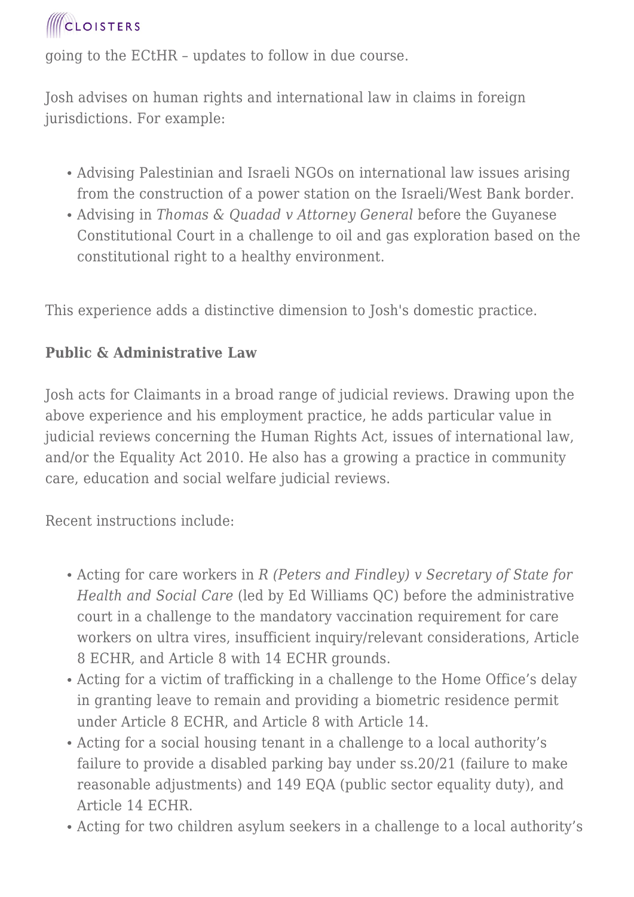going to the ECtHR – updates to follow in due course.

Josh advises on human rights and international law in claims in foreign jurisdictions. For example:

- Advising Palestinian and Israeli NGOs on international law issues arising from the construction of a power station on the Israeli/West Bank border.
- Advising in *Thomas & Quadad v Attorney General* before the Guyanese Constitutional Court in a challenge to oil and gas exploration based on the constitutional right to a healthy environment.

This experience adds a distinctive dimension to Josh's domestic practice.

**Public & Administrative Law**

Josh acts for Claimants in a broad range of judicial reviews. Drawing upon the above experience and his employment practice, he adds particular value in judicial reviews concerning the Human Rights Act, issues of international law, and/or the Equality Act 2010. He also has a growing a practice in community care, education and social welfare judicial reviews.

Recent instructions include:

- Acting for care workers in *R (Peters and Findley) v Secretary of State for Health and Social Care* (led by Ed Williams QC) before the administrative court in a challenge to the mandatory vaccination requirement for care workers on ultra vires, insufficient inquiry/relevant considerations, Article 8 ECHR, and Article 8 with 14 ECHR grounds.
- Acting for a victim of trafficking in a challenge to the Home Office's delay in granting leave to remain and providing a biometric residence permit under Article 8 ECHR, and Article 8 with Article 14.
- Acting for a social housing tenant in a challenge to a local authority's failure to provide a disabled parking bay under ss.20/21 (failure to make reasonable adjustments) and 149 EQA (public sector equality duty), and Article 14 ECHR.
- Acting for two children asylum seekers in a challenge to a local authority's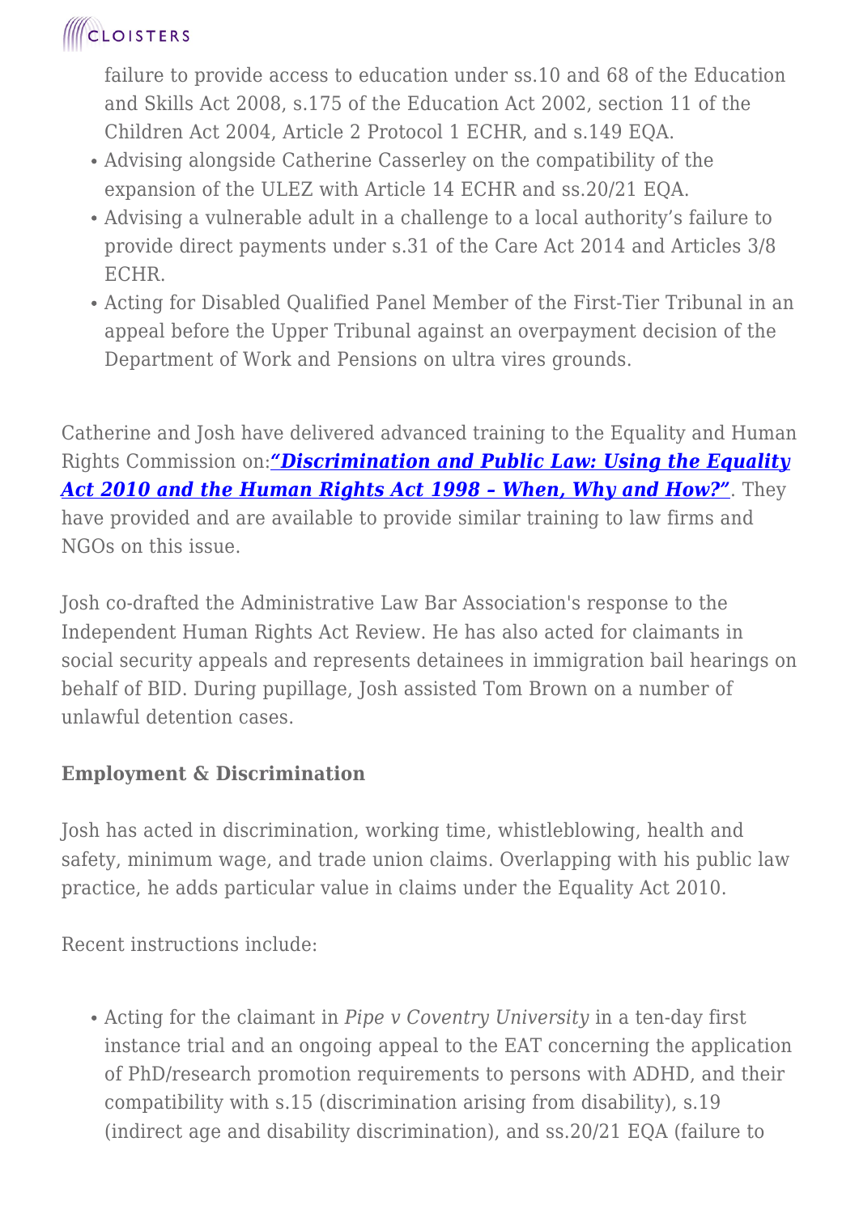failure to provide access to education under ss.10 and 68 of the Education and Skills Act 2008, s.175 of the Education Act 2002, section 11 of the Children Act 2004, Article 2 Protocol 1 ECHR, and s.149 EQA.
- Advising alongside Catherine Casserley on the compatibility of the expansion of the ULEZ with Article 14 ECHR and ss.20/21 EQA.
- Advising a vulnerable adult in a challenge to a local authority's failure to provide direct payments under s.31 of the Care Act 2014 and Articles 3/8 ECHR.
- Acting for Disabled Qualified Panel Member of the First-Tier Tribunal in an appeal before the Upper Tribunal against an overpayment decision of the Department of Work and Pensions on ultra vires grounds.

Catherine and Josh have delivered advanced training to the Equality and Human Rights Commission on:***"Discrimination and Public Law: Using the Equality Act 2010 and the Human Rights Act 1998 – When, Why and How?"***. They have provided and are available to provide similar training to law firms and NGOs on this issue.

Josh co-drafted the Administrative Law Bar Association's response to the Independent Human Rights Act Review. He has also acted for claimants in social security appeals and represents detainees in immigration bail hearings on behalf of BID. During pupillage, Josh assisted Tom Brown on a number of unlawful detention cases.

**Employment & Discrimination**

Josh has acted in discrimination, working time, whistleblowing, health and safety, minimum wage, and trade union claims. Overlapping with his public law practice, he adds particular value in claims under the Equality Act 2010.

Recent instructions include:

- Acting for the claimant in *Pipe v Coventry University* in a ten-day first instance trial and an ongoing appeal to the EAT concerning the application of PhD/research promotion requirements to persons with ADHD, and their compatibility with s.15 (discrimination arising from disability), s.19 (indirect age and disability discrimination), and ss.20/21 EQA (failure to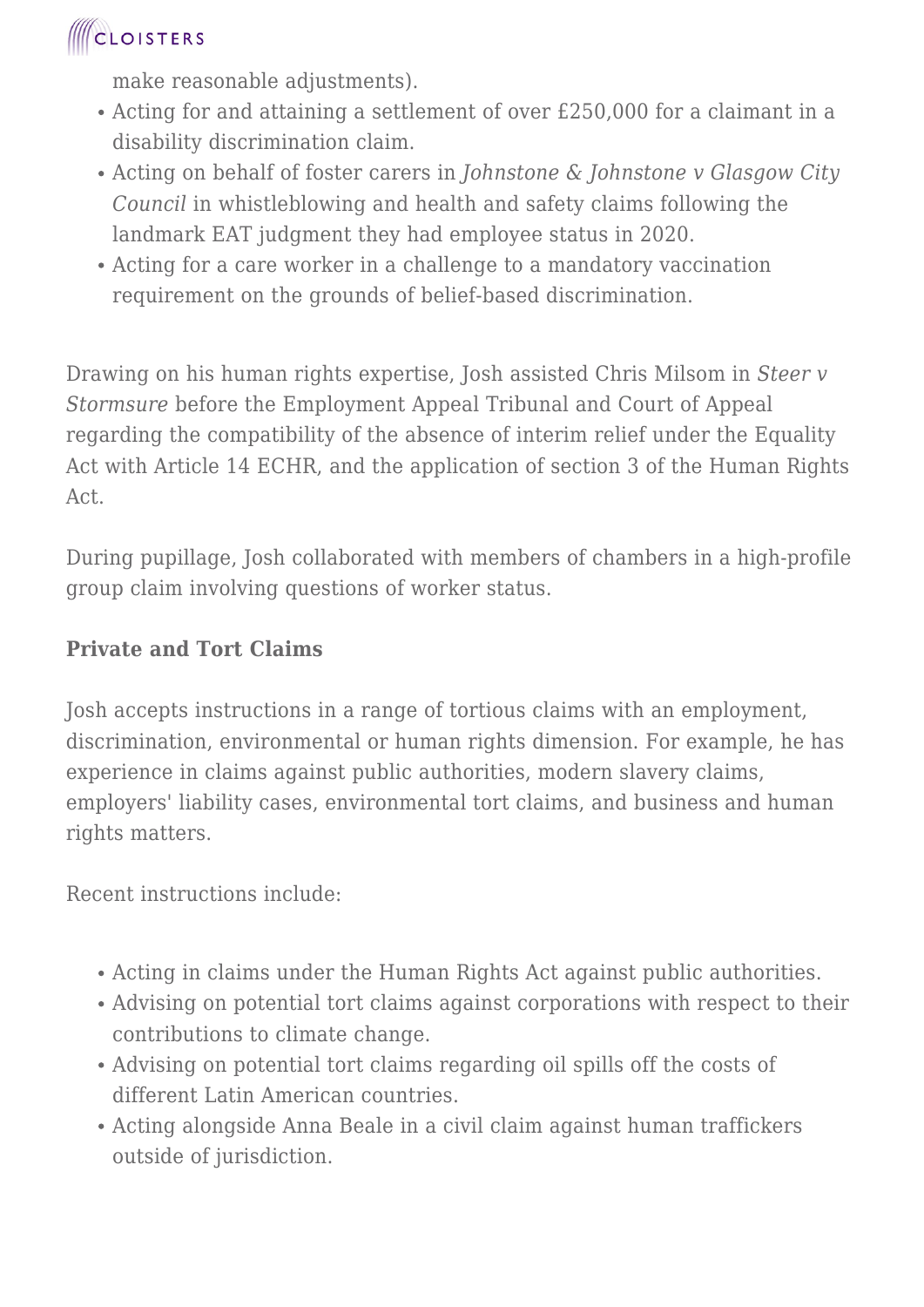make reasonable adjustments).

- Acting for and attaining a settlement of over £250,000 for a claimant in a disability discrimination claim.
- Acting on behalf of foster carers in *Johnstone & Johnstone v Glasgow City Council* in whistleblowing and health and safety claims following the landmark EAT judgment they had employee status in 2020.
- Acting for a care worker in a challenge to a mandatory vaccination requirement on the grounds of belief-based discrimination.

Drawing on his human rights expertise, Josh assisted Chris Milsom in *Steer v Stormsure* before the Employment Appeal Tribunal and Court of Appeal regarding the compatibility of the absence of interim relief under the Equality Act with Article 14 ECHR, and the application of section 3 of the Human Rights Act.

During pupillage, Josh collaborated with members of chambers in a high-profile group claim involving questions of worker status.

**Private and Tort Claims**

Josh accepts instructions in a range of tortious claims with an employment, discrimination, environmental or human rights dimension. For example, he has experience in claims against public authorities, modern slavery claims, employers' liability cases, environmental tort claims, and business and human rights matters.

Recent instructions include:

- Acting in claims under the Human Rights Act against public authorities.
- Advising on potential tort claims against corporations with respect to their contributions to climate change.
- Advising on potential tort claims regarding oil spills off the costs of different Latin American countries.
- Acting alongside Anna Beale in a civil claim against human traffickers outside of jurisdiction.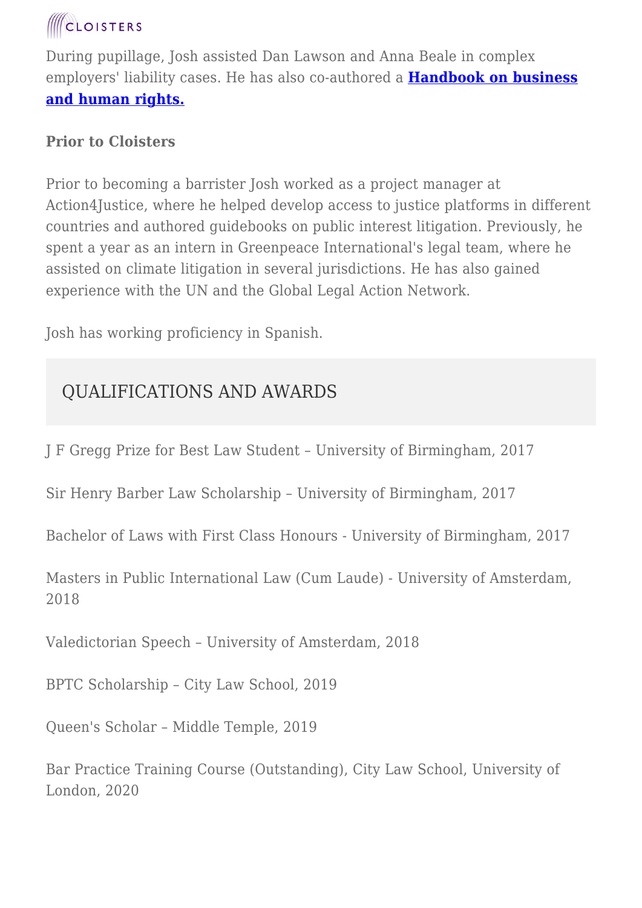During pupillage, Josh assisted Dan Lawson and Anna Beale in complex employers' liability cases. He has also co-authored a **Handbook on business and human rights.**

**Prior to Cloisters**

Prior to becoming a barrister Josh worked as a project manager at Action4Justice, where he helped develop access to justice platforms in different countries and authored guidebooks on public interest litigation. Previously, he spent a year as an intern in Greenpeace International's legal team, where he assisted on climate litigation in several jurisdictions. He has also gained experience with the UN and the Global Legal Action Network.

Josh has working proficiency in Spanish.

## QUALIFICATIONS AND AWARDS

J F Gregg Prize for Best Law Student – University of Birmingham, 2017

Sir Henry Barber Law Scholarship – University of Birmingham, 2017

Bachelor of Laws with First Class Honours - University of Birmingham, 2017

Masters in Public International Law (Cum Laude) - University of Amsterdam, 2018

Valedictorian Speech – University of Amsterdam, 2018

BPTC Scholarship – City Law School, 2019

Queen's Scholar – Middle Temple, 2019

Bar Practice Training Course (Outstanding), City Law School, University of London, 2020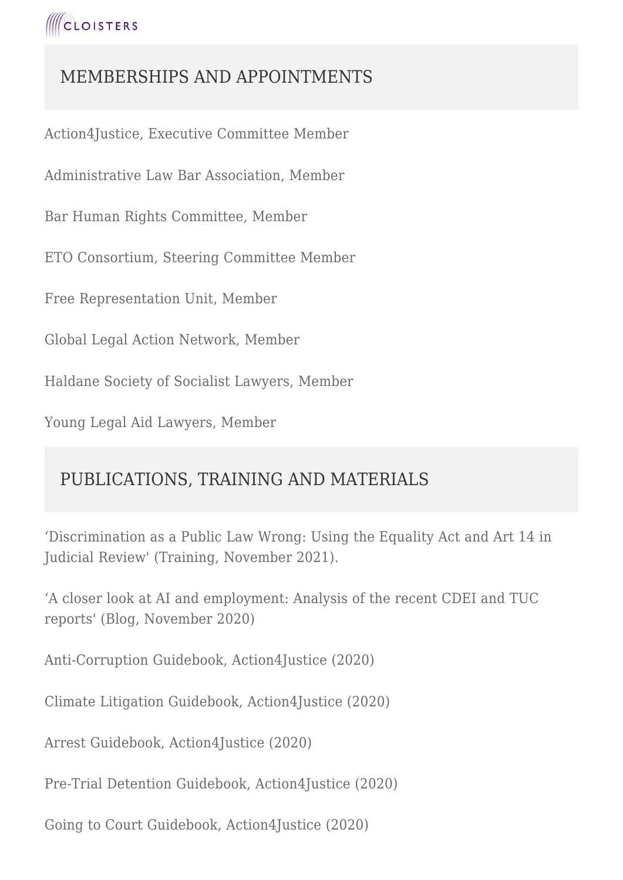## MEMBERSHIPS AND APPOINTMENTS

Action4Justice, Executive Committee Member

Administrative Law Bar Association, Member

Bar Human Rights Committee, Member

ETO Consortium, Steering Committee Member

Free Representation Unit, Member

Global Legal Action Network, Member

Haldane Society of Socialist Lawyers, Member

Young Legal Aid Lawyers, Member

## PUBLICATIONS, TRAINING AND MATERIALS

'Discrimination as a Public Law Wrong: Using the Equality Act and Art 14 in Judicial Review' (Training, November 2021).

'A closer look at AI and employment: Analysis of the recent CDEI and TUC reports' (Blog, November 2020)

Anti-Corruption Guidebook, Action4Justice (2020)

Climate Litigation Guidebook, Action4Justice (2020)

Arrest Guidebook, Action4Justice (2020)

Pre-Trial Detention Guidebook, Action4Justice (2020)

Going to Court Guidebook, Action4Justice (2020)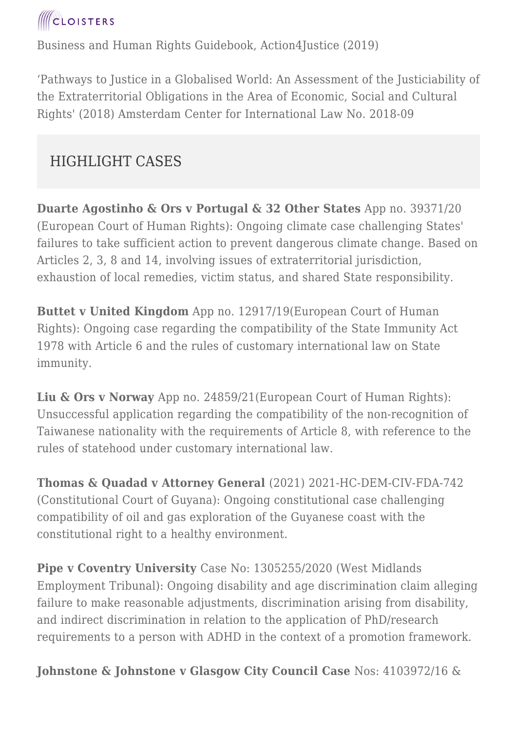Business and Human Rights Guidebook, Action4Justice (2019)

'Pathways to Justice in a Globalised World: An Assessment of the Justiciability of the Extraterritorial Obligations in the Area of Economic, Social and Cultural Rights' (2018) Amsterdam Center for International Law No. 2018-09

## HIGHLIGHT CASES

**Duarte Agostinho & Ors v Portugal & 32 Other States** App no. 39371/20 (European Court of Human Rights): Ongoing climate case challenging States' failures to take sufficient action to prevent dangerous climate change. Based on Articles 2, 3, 8 and 14, involving issues of extraterritorial jurisdiction, exhaustion of local remedies, victim status, and shared State responsibility.

**Buttet v United Kingdom** App no. 12917/19(European Court of Human Rights): Ongoing case regarding the compatibility of the State Immunity Act 1978 with Article 6 and the rules of customary international law on State immunity.

**Liu & Ors v Norway** App no. 24859/21(European Court of Human Rights): Unsuccessful application regarding the compatibility of the non-recognition of Taiwanese nationality with the requirements of Article 8, with reference to the rules of statehood under customary international law.

**Thomas & Quadad v Attorney General** (2021) 2021-HC-DEM-CIV-FDA-742 (Constitutional Court of Guyana): Ongoing constitutional case challenging compatibility of oil and gas exploration of the Guyanese coast with the constitutional right to a healthy environment.

**Pipe v Coventry University** Case No: 1305255/2020 (West Midlands Employment Tribunal): Ongoing disability and age discrimination claim alleging failure to make reasonable adjustments, discrimination arising from disability, and indirect discrimination in relation to the application of PhD/research requirements to a person with ADHD in the context of a promotion framework.

**Johnstone & Johnstone v Glasgow City Council Case** Nos: 4103972/16 &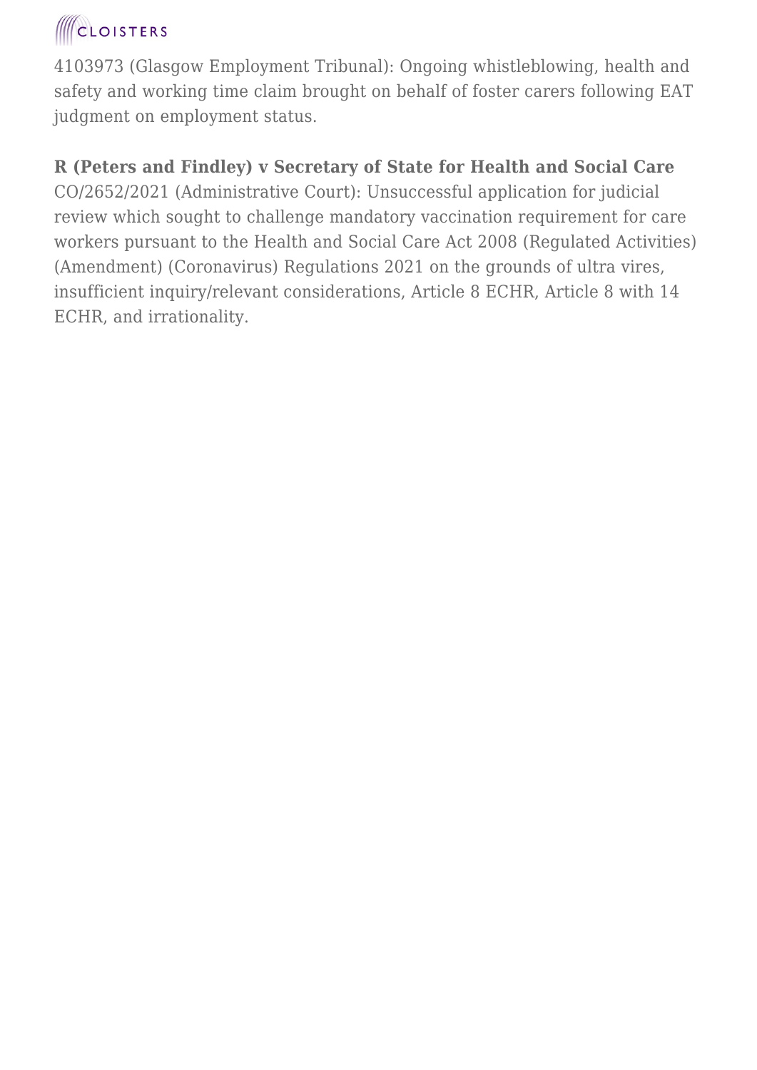4103973 (Glasgow Employment Tribunal): Ongoing whistleblowing, health and safety and working time claim brought on behalf of foster carers following EAT judgment on employment status.

**R (Peters and Findley) v Secretary of State for Health and Social Care** CO/2652/2021 (Administrative Court): Unsuccessful application for judicial review which sought to challenge mandatory vaccination requirement for care workers pursuant to the Health and Social Care Act 2008 (Regulated Activities) (Amendment) (Coronavirus) Regulations 2021 on the grounds of ultra vires, insufficient inquiry/relevant considerations, Article 8 ECHR, Article 8 with 14 ECHR, and irrationality.